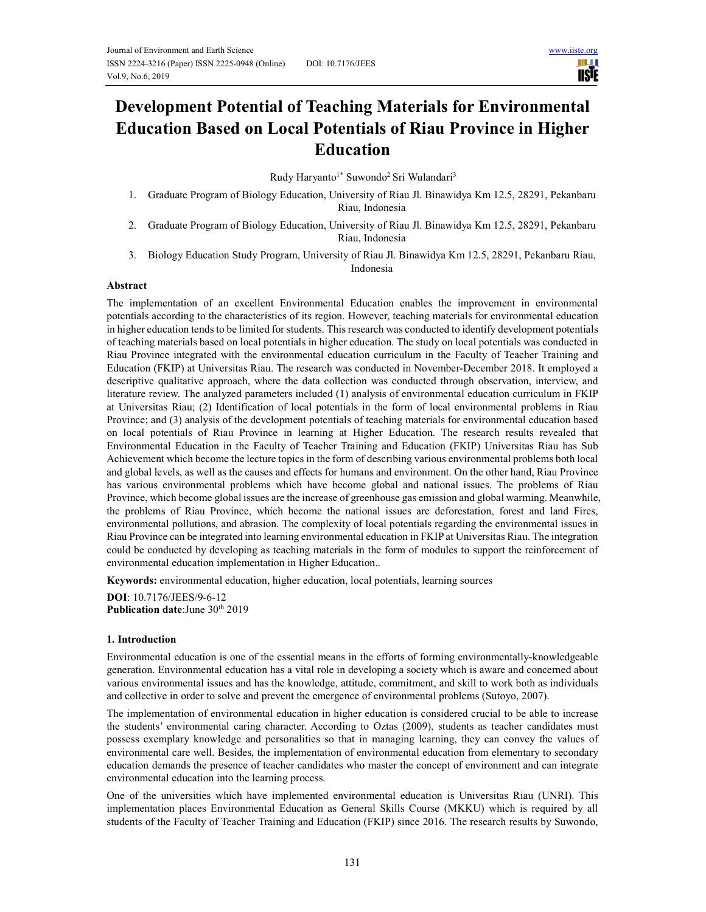# Development Potential of Teaching Materials for Environmental Education Based on Local Potentials of Riau Province in Higher Education

Rudy Haryanto[1*] Suwondo[2] Sri Wulandari[3]

1. Graduate Program of Biology Education, University of Riau Jl. Binawidya Km 12.5, 28291, Pekanbaru Riau, Indonesia
2. Graduate Program of Biology Education, University of Riau Jl. Binawidya Km 12.5, 28291, Pekanbaru Riau, Indonesia
3. Biology Education Study Program, University of Riau Jl. Binawidya Km 12.5, 28291, Pekanbaru Riau, Indonesia

### Abstract

The implementation of an excellent Environmental Education enables the improvement in environmental potentials according to the characteristics of its region. However, teaching materials for environmental education in higher education tends to be limited for students. This research was conducted to identify development potentials of teaching materials based on local potentials in higher education. The study on local potentials was conducted in Riau Province integrated with the environmental education curriculum in the Faculty of Teacher Training and Education (FKIP) at Universitas Riau. The research was conducted in November-December 2018. It employed a descriptive qualitative approach, where the data collection was conducted through observation, interview, and literature review. The analyzed parameters included (1) analysis of environmental education curriculum in FKIP at Universitas Riau; (2) Identification of local potentials in the form of local environmental problems in Riau Province; and (3) analysis of the development potentials of teaching materials for environmental education based on local potentials of Riau Province in learning at Higher Education. The research results revealed that Environmental Education in the Faculty of Teacher Training and Education (FKIP) Universitas Riau has Sub Achievement which become the lecture topics in the form of describing various environmental problems both local and global levels, as well as the causes and effects for humans and environment. On the other hand, Riau Province has various environmental problems which have become global and national issues. The problems of Riau Province, which become global issues are the increase of greenhouse gas emission and global warming. Meanwhile, the problems of Riau Province, which become the national issues are deforestation, forest and land Fires, environmental pollutions, and abrasion. The complexity of local potentials regarding the environmental issues in Riau Province can be integrated into learning environmental education in FKIP at Universitas Riau. The integration could be conducted by developing as teaching materials in the form of modules to support the reinforcement of environmental education implementation in Higher Education..

**Keywords:** environmental education, higher education, local potentials, learning sources

**DOI**: 10.7176/JEES/9-6-12
**Publication date**:June 30th 2019

## 1. Introduction

Environmental education is one of the essential means in the efforts of forming environmentally-knowledgeable generation. Environmental education has a vital role in developing a society which is aware and concerned about various environmental issues and has the knowledge, attitude, commitment, and skill to work both as individuals and collective in order to solve and prevent the emergence of environmental problems (Sutoyo, 2007).

The implementation of environmental education in higher education is considered crucial to be able to increase the students' environmental caring character. According to Oztas (2009), students as teacher candidates must possess exemplary knowledge and personalities so that in managing learning, they can convey the values of environmental care well. Besides, the implementation of environmental education from elementary to secondary education demands the presence of teacher candidates who master the concept of environment and can integrate environmental education into the learning process.

One of the universities which have implemented environmental education is Universitas Riau (UNRI). This implementation places Environmental Education as General Skills Course (MKKU) which is required by all students of the Faculty of Teacher Training and Education (FKIP) since 2016. The research results by Suwondo,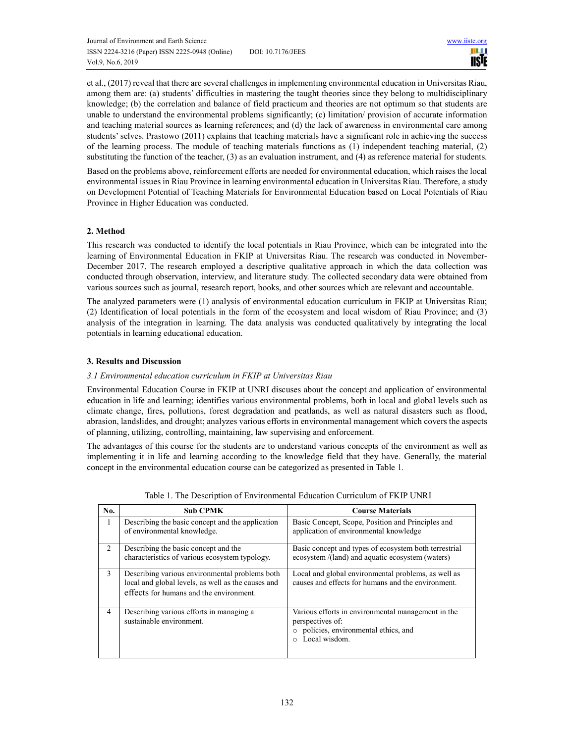et al., (2017) reveal that there are several challenges in implementing environmental education in Universitas Riau, among them are: (a) students' difficulties in mastering the taught theories since they belong to multidisciplinary knowledge; (b) the correlation and balance of field practicum and theories are not optimum so that students are unable to understand the environmental problems significantly; (c) limitation/ provision of accurate information and teaching material sources as learning references; and (d) the lack of awareness in environmental care among students' selves. Prastowo (2011) explains that teaching materials have a significant role in achieving the success of the learning process. The module of teaching materials functions as (1) independent teaching material, (2) substituting the function of the teacher, (3) as an evaluation instrument, and (4) as reference material for students.

Based on the problems above, reinforcement efforts are needed for environmental education, which raises the local environmental issues in Riau Province in learning environmental education in Universitas Riau. Therefore, a study on Development Potential of Teaching Materials for Environmental Education based on Local Potentials of Riau Province in Higher Education was conducted.

## 2. Method

This research was conducted to identify the local potentials in Riau Province, which can be integrated into the learning of Environmental Education in FKIP at Universitas Riau. The research was conducted in November-December 2017. The research employed a descriptive qualitative approach in which the data collection was conducted through observation, interview, and literature study. The collected secondary data were obtained from various sources such as journal, research report, books, and other sources which are relevant and accountable.

The analyzed parameters were (1) analysis of environmental education curriculum in FKIP at Universitas Riau; (2) Identification of local potentials in the form of the ecosystem and local wisdom of Riau Province; and (3) analysis of the integration in learning. The data analysis was conducted qualitatively by integrating the local potentials in learning educational education.

## 3. Results and Discussion

### *3.1 Environmental education curriculum in FKIP at Universitas Riau*

Environmental Education Course in FKIP at UNRI discuses about the concept and application of environmental education in life and learning; identifies various environmental problems, both in local and global levels such as climate change, fires, pollutions, forest degradation and peatlands, as well as natural disasters such as flood, abrasion, landslides, and drought; analyzes various efforts in environmental management which covers the aspects of planning, utilizing, controlling, maintaining, law supervising and enforcement.

The advantages of this course for the students are to understand various concepts of the environment as well as implementing it in life and learning according to the knowledge field that they have. Generally, the material concept in the environmental education course can be categorized as presented in Table 1.

Table 1. The Description of Environmental Education Curriculum of FKIP UNRI

| No. | Sub CPMK | Course Materials |
|---|---|---|
| 1 | Describing the basic concept and the application of environmental knowledge. | Basic Concept, Scope, Position and Principles and application of environmental knowledge |
| 2 | Describing the basic concept and the characteristics of various ecosystem typology. | Basic concept and types of ecosystem both terrestrial ecosystem /(land) and aquatic ecosystem (waters) |
| 3 | Describing various environmental problems both local and global levels, as well as the causes and effects for humans and the environment. | Local and global environmental problems, as well as causes and effects for humans and the environment. |
| 4 | Describing various efforts in managing a sustainable environment. | Various efforts in environmental management in the perspectives of:<br>○ policies, environmental ethics, and<br>○ Local wisdom. |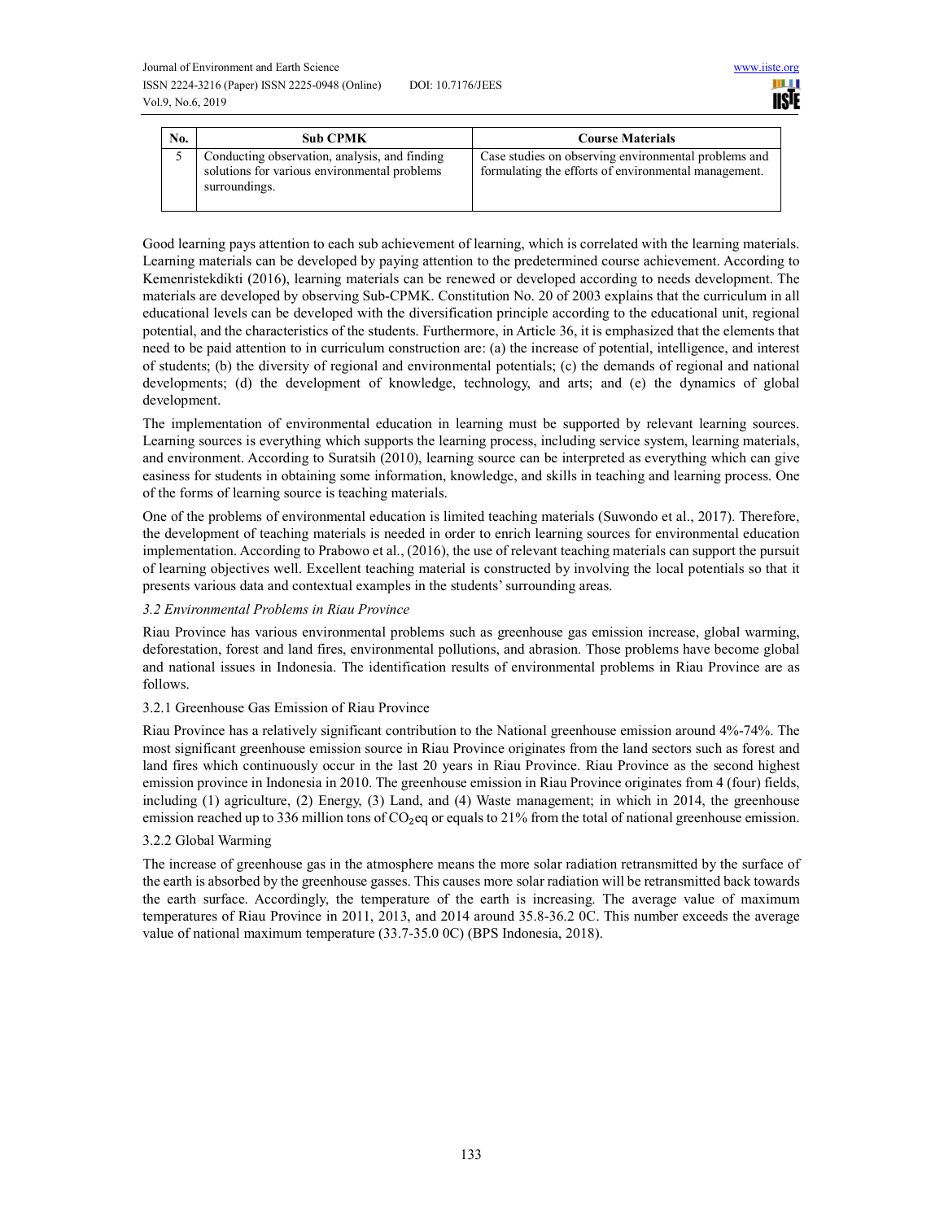| No. | Sub CPMK | Course Materials |
|---|---|---|
| 5 | Conducting observation, analysis, and finding solutions for various environmental problems surroundings. | Case studies on observing environmental problems and formulating the efforts of environmental management. |

Good learning pays attention to each sub achievement of learning, which is correlated with the learning materials. Learning materials can be developed by paying attention to the predetermined course achievement. According to Kemenristekdikti (2016), learning materials can be renewed or developed according to needs development. The materials are developed by observing Sub-CPMK. Constitution No. 20 of 2003 explains that the curriculum in all educational levels can be developed with the diversification principle according to the educational unit, regional potential, and the characteristics of the students. Furthermore, in Article 36, it is emphasized that the elements that need to be paid attention to in curriculum construction are: (a) the increase of potential, intelligence, and interest of students; (b) the diversity of regional and environmental potentials; (c) the demands of regional and national developments; (d) the development of knowledge, technology, and arts; and (e) the dynamics of global development.

The implementation of environmental education in learning must be supported by relevant learning sources. Learning sources is everything which supports the learning process, including service system, learning materials, and environment. According to Suratsih (2010), learning source can be interpreted as everything which can give easiness for students in obtaining some information, knowledge, and skills in teaching and learning process. One of the forms of learning source is teaching materials.

One of the problems of environmental education is limited teaching materials (Suwondo et al., 2017). Therefore, the development of teaching materials is needed in order to enrich learning sources for environmental education implementation. According to Prabowo et al., (2016), the use of relevant teaching materials can support the pursuit of learning objectives well. Excellent teaching material is constructed by involving the local potentials so that it presents various data and contextual examples in the students' surrounding areas.

### *3.2 Environmental Problems in Riau Province*

Riau Province has various environmental problems such as greenhouse gas emission increase, global warming, deforestation, forest and land fires, environmental pollutions, and abrasion. Those problems have become global and national issues in Indonesia. The identification results of environmental problems in Riau Province are as follows.

#### 3.2.1 Greenhouse Gas Emission of Riau Province

Riau Province has a relatively significant contribution to the National greenhouse emission around 4%-74%. The most significant greenhouse emission source in Riau Province originates from the land sectors such as forest and land fires which continuously occur in the last 20 years in Riau Province. Riau Province as the second highest emission province in Indonesia in 2010. The greenhouse emission in Riau Province originates from 4 (four) fields, including (1) agriculture, (2) Energy, (3) Land, and (4) Waste management; in which in 2014, the greenhouse emission reached up to 336 million tons of $CO_2$eq or equals to 21% from the total of national greenhouse emission.

#### 3.2.2 Global Warming

The increase of greenhouse gas in the atmosphere means the more solar radiation retransmitted by the surface of the earth is absorbed by the greenhouse gasses. This causes more solar radiation will be retransmitted back towards the earth surface. Accordingly, the temperature of the earth is increasing. The average value of maximum temperatures of Riau Province in 2011, 2013, and 2014 around 35.8-36.2 0C. This number exceeds the average value of national maximum temperature (33.7-35.0 0C) (BPS Indonesia, 2018).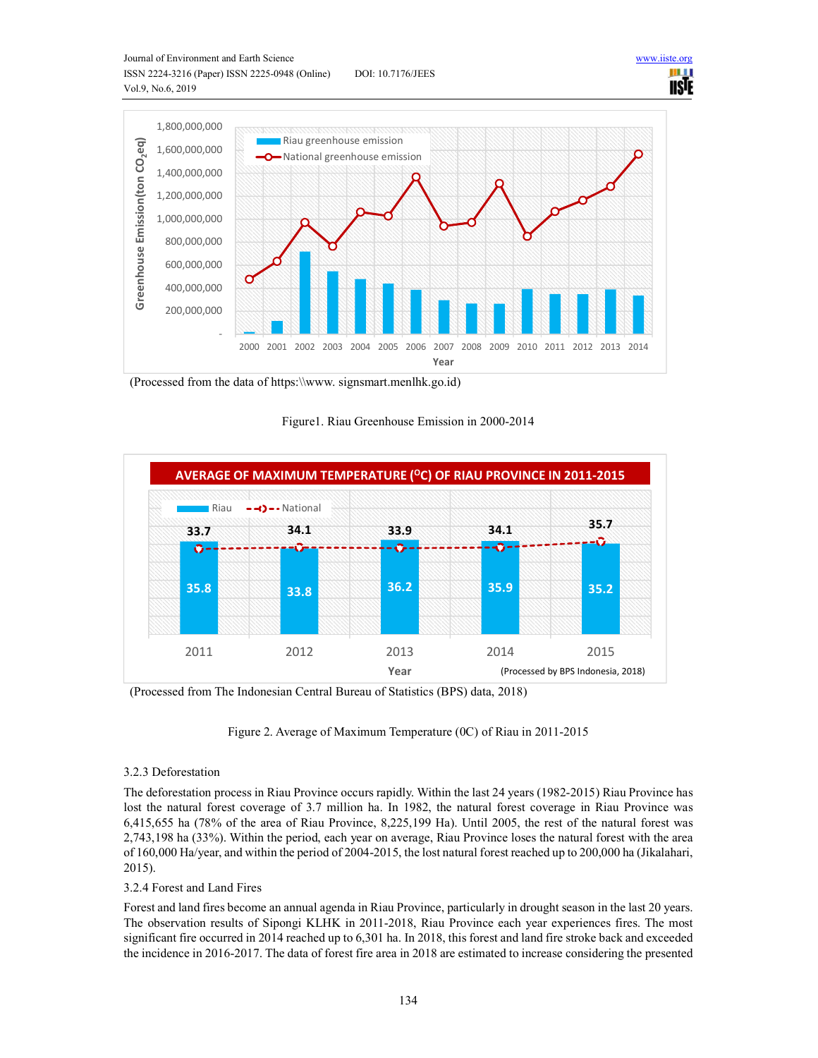(Processed from the data of https:\\www. signsmart.menlhk.go.id)

Figure1. Riau Greenhouse Emission in 2000-2014

(Processed from The Indonesian Central Bureau of Statistics (BPS) data, 2018)

Figure 2. Average of Maximum Temperature (0C) of Riau in 2011-2015

### 3.2.3 Deforestation

The deforestation process in Riau Province occurs rapidly. Within the last 24 years (1982-2015) Riau Province has lost the natural forest coverage of 3.7 million ha. In 1982, the natural forest coverage in Riau Province was 6,415,655 ha (78% of the area of Riau Province, 8,225,199 Ha). Until 2005, the rest of the natural forest was 2,743,198 ha (33%). Within the period, each year on average, Riau Province loses the natural forest with the area of 160,000 Ha/year, and within the period of 2004-2015, the lost natural forest reached up to 200,000 ha (Jikalahari, 2015).

### 3.2.4 Forest and Land Fires

Forest and land fires become an annual agenda in Riau Province, particularly in drought season in the last 20 years. The observation results of Sipongi KLHK in 2011-2018, Riau Province each year experiences fires. The most significant fire occurred in 2014 reached up to 6,301 ha. In 2018, this forest and land fire stroke back and exceeded the incidence in 2016-2017. The data of forest fire area in 2018 are estimated to increase considering the presented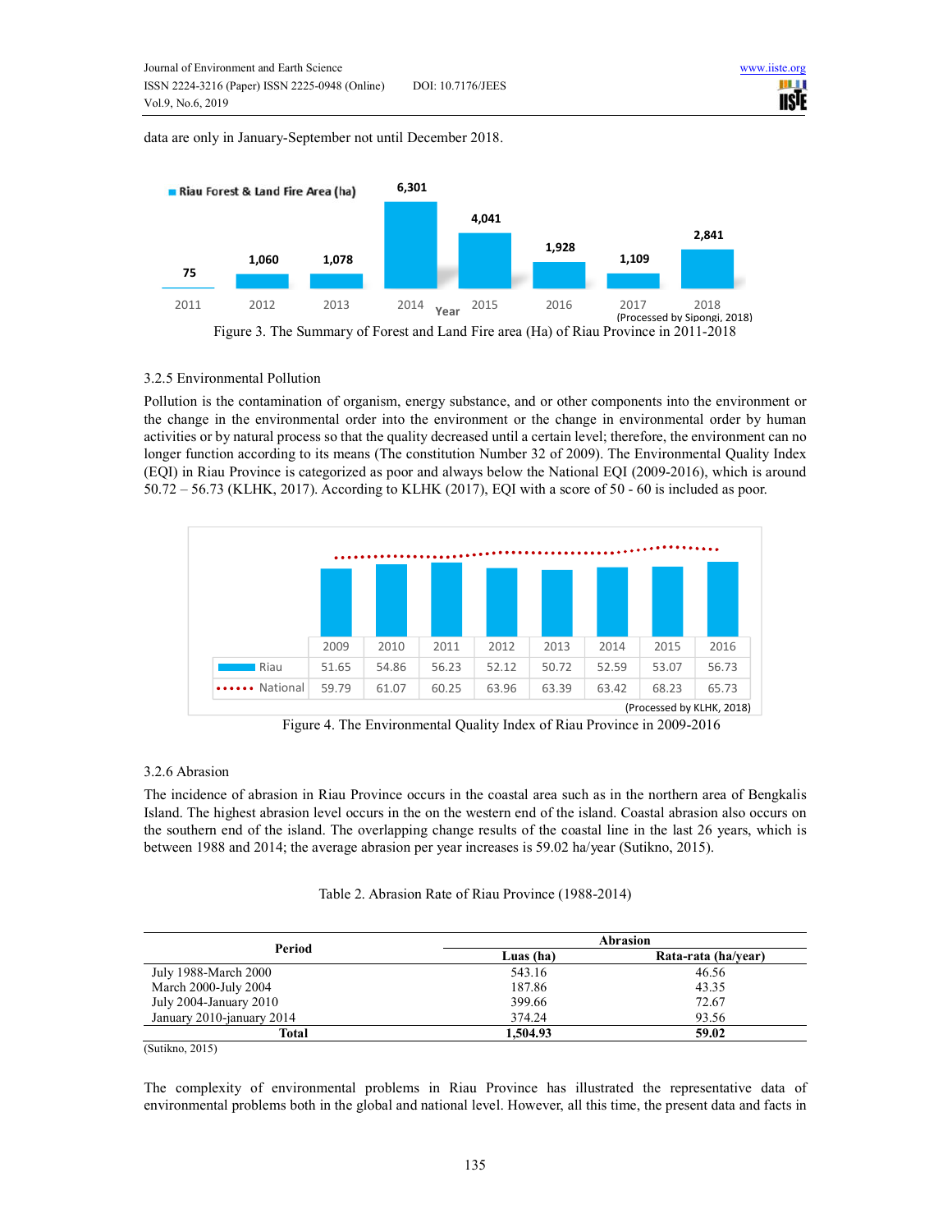data are only in January-September not until December 2018.

Figure 3. The Summary of Forest and Land Fire area (Ha) of Riau Province in 2011-2018

### 3.2.5 Environmental Pollution

Pollution is the contamination of organism, energy substance, and or other components into the environment or the change in the environmental order into the environment or the change in environmental order by human activities or by natural process so that the quality decreased until a certain level; therefore, the environment can no longer function according to its means (The constitution Number 32 of 2009). The Environmental Quality Index (EQI) in Riau Province is categorized as poor and always below the National EQI (2009-2016), which is around 50.72 – 56.73 (KLHK, 2017). According to KLHK (2017), EQI with a score of 50 - 60 is included as poor.

|  | 2009 | 2010 | 2011 | 2012 | 2013 | 2014 | 2015 | 2016 |
|---|---|---|---|---|---|---|---|---|
| Riau | 51.65 | 54.86 | 56.23 | 52.12 | 50.72 | 52.59 | 53.07 | 56.73 |
| National | 59.79 | 61.07 | 60.25 | 63.96 | 63.39 | 63.42 | 68.23 | 65.73 |

(Processed by KLHK, 2018)

Figure 4. The Environmental Quality Index of Riau Province in 2009-2016

### 3.2.6 Abrasion

The incidence of abrasion in Riau Province occurs in the coastal area such as in the northern area of Bengkalis Island. The highest abrasion level occurs in the on the western end of the island. Coastal abrasion also occurs on the southern end of the island. The overlapping change results of the coastal line in the last 26 years, which is between 1988 and 2014; the average abrasion per year increases is 59.02 ha/year (Sutikno, 2015).

Table 2. Abrasion Rate of Riau Province (1988-2014)

| Period | Abrasion | |
|---|---|---|
| | Luas (ha) | Rata-rata (ha/year) |
| July 1988-March 2000 | 543.16 | 46.56 |
| March 2000-July 2004 | 187.86 | 43.35 |
| July 2004-January 2010 | 399.66 | 72.67 |
| January 2010-january 2014 | 374.24 | 93.56 |
| **Total** | **1,504.93** | **59.02** |

(Sutikno, 2015)

The complexity of environmental problems in Riau Province has illustrated the representative data of environmental problems both in the global and national level. However, all this time, the present data and facts in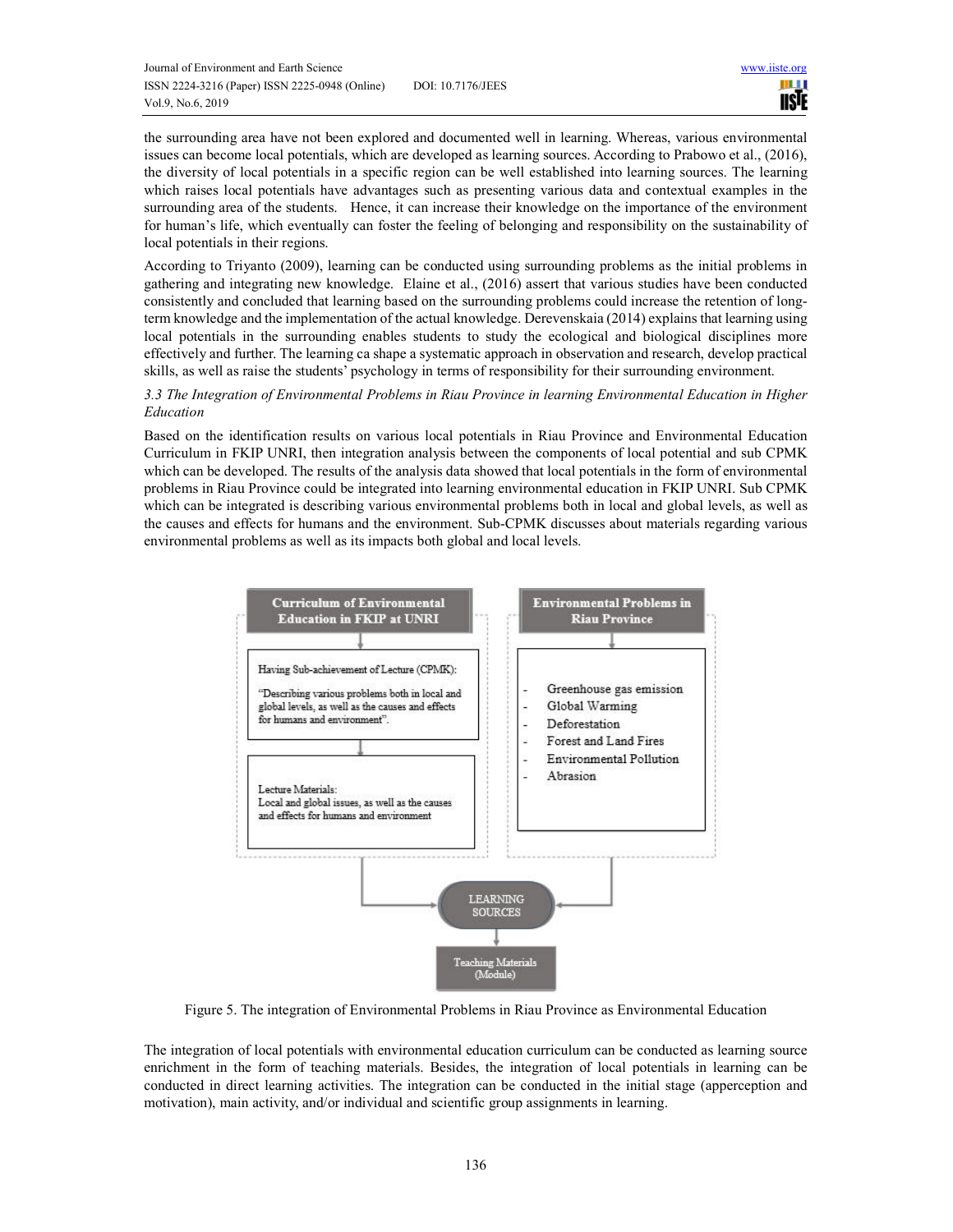the surrounding area have not been explored and documented well in learning. Whereas, various environmental issues can become local potentials, which are developed as learning sources. According to Prabowo et al., (2016), the diversity of local potentials in a specific region can be well established into learning sources. The learning which raises local potentials have advantages such as presenting various data and contextual examples in the surrounding area of the students. Hence, it can increase their knowledge on the importance of the environment for human's life, which eventually can foster the feeling of belonging and responsibility on the sustainability of local potentials in their regions.

According to Triyanto (2009), learning can be conducted using surrounding problems as the initial problems in gathering and integrating new knowledge. Elaine et al., (2016) assert that various studies have been conducted consistently and concluded that learning based on the surrounding problems could increase the retention of long-term knowledge and the implementation of the actual knowledge. Derevenskaia (2014) explains that learning using local potentials in the surrounding enables students to study the ecological and biological disciplines more effectively and further. The learning ca shape a systematic approach in observation and research, develop practical skills, as well as raise the students' psychology in terms of responsibility for their surrounding environment.

### *3.3 The Integration of Environmental Problems in Riau Province in learning Environmental Education in Higher Education*

Based on the identification results on various local potentials in Riau Province and Environmental Education Curriculum in FKIP UNRI, then integration analysis between the components of local potential and sub CPMK which can be developed. The results of the analysis data showed that local potentials in the form of environmental problems in Riau Province could be integrated into learning environmental education in FKIP UNRI. Sub CPMK which can be integrated is describing various environmental problems both in local and global levels, as well as the causes and effects for humans and the environment. Sub-CPMK discusses about materials regarding various environmental problems as well as its impacts both global and local levels.

**Curriculum of Environmental Education in FKIP at UNRI**

Having Sub-achievement of Lecture (CPMK):

"Describing various problems both in local and global levels, as well as the causes and effects for humans and environment".

Lecture Materials:
Local and global issues, as well as the causes and effects for humans and environment

**Environmental Problems in Riau Province**

- Greenhouse gas emission
- Global Warming
- Deforestation
- Forest and Land Fires
- Environmental Pollution
- Abrasion

LEARNING SOURCES

Teaching Materials (Module)

Figure 5. The integration of Environmental Problems in Riau Province as Environmental Education

The integration of local potentials with environmental education curriculum can be conducted as learning source enrichment in the form of teaching materials. Besides, the integration of local potentials in learning can be conducted in direct learning activities. The integration can be conducted in the initial stage (apperception and motivation), main activity, and/or individual and scientific group assignments in learning.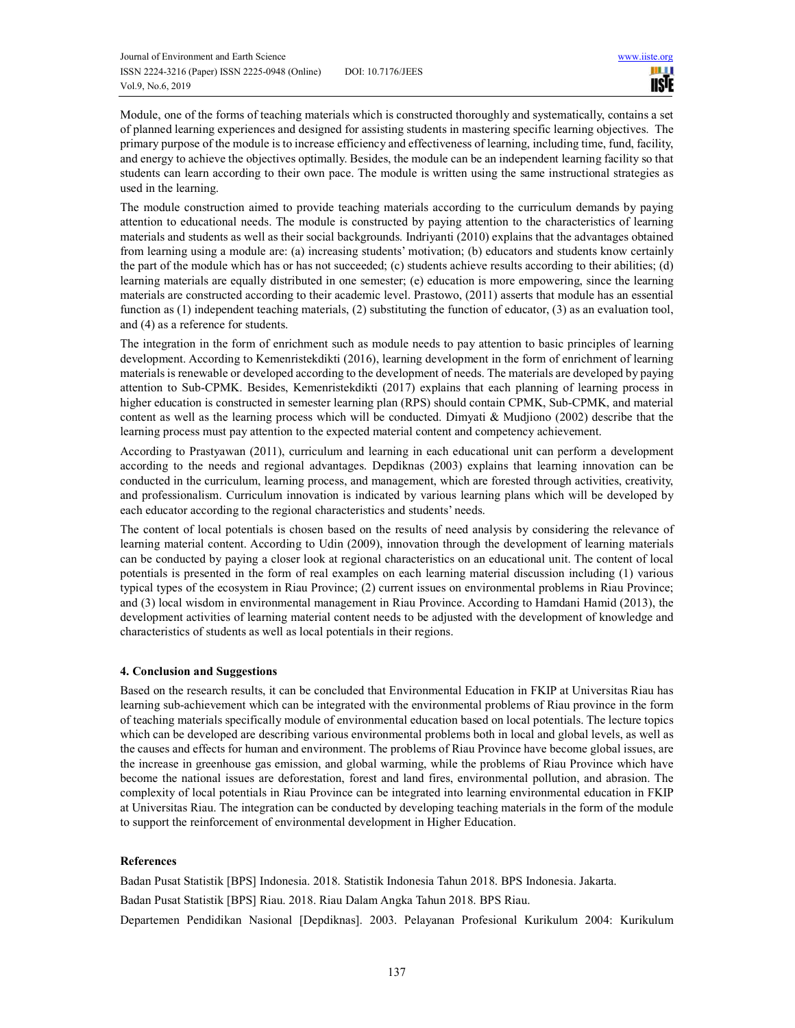Module, one of the forms of teaching materials which is constructed thoroughly and systematically, contains a set of planned learning experiences and designed for assisting students in mastering specific learning objectives. The primary purpose of the module is to increase efficiency and effectiveness of learning, including time, fund, facility, and energy to achieve the objectives optimally. Besides, the module can be an independent learning facility so that students can learn according to their own pace. The module is written using the same instructional strategies as used in the learning.

The module construction aimed to provide teaching materials according to the curriculum demands by paying attention to educational needs. The module is constructed by paying attention to the characteristics of learning materials and students as well as their social backgrounds. Indriyanti (2010) explains that the advantages obtained from learning using a module are: (a) increasing students' motivation; (b) educators and students know certainly the part of the module which has or has not succeeded; (c) students achieve results according to their abilities; (d) learning materials are equally distributed in one semester; (e) education is more empowering, since the learning materials are constructed according to their academic level. Prastowo, (2011) asserts that module has an essential function as (1) independent teaching materials, (2) substituting the function of educator, (3) as an evaluation tool, and (4) as a reference for students.

The integration in the form of enrichment such as module needs to pay attention to basic principles of learning development. According to Kemenristekdikti (2016), learning development in the form of enrichment of learning materials is renewable or developed according to the development of needs. The materials are developed by paying attention to Sub-CPMK. Besides, Kemenristekdikti (2017) explains that each planning of learning process in higher education is constructed in semester learning plan (RPS) should contain CPMK, Sub-CPMK, and material content as well as the learning process which will be conducted. Dimyati & Mudjiono (2002) describe that the learning process must pay attention to the expected material content and competency achievement.

According to Prastyawan (2011), curriculum and learning in each educational unit can perform a development according to the needs and regional advantages. Depdiknas (2003) explains that learning innovation can be conducted in the curriculum, learning process, and management, which are forested through activities, creativity, and professionalism. Curriculum innovation is indicated by various learning plans which will be developed by each educator according to the regional characteristics and students' needs.

The content of local potentials is chosen based on the results of need analysis by considering the relevance of learning material content. According to Udin (2009), innovation through the development of learning materials can be conducted by paying a closer look at regional characteristics on an educational unit. The content of local potentials is presented in the form of real examples on each learning material discussion including (1) various typical types of the ecosystem in Riau Province; (2) current issues on environmental problems in Riau Province; and (3) local wisdom in environmental management in Riau Province. According to Hamdani Hamid (2013), the development activities of learning material content needs to be adjusted with the development of knowledge and characteristics of students as well as local potentials in their regions.

## 4. Conclusion and Suggestions

Based on the research results, it can be concluded that Environmental Education in FKIP at Universitas Riau has learning sub-achievement which can be integrated with the environmental problems of Riau province in the form of teaching materials specifically module of environmental education based on local potentials. The lecture topics which can be developed are describing various environmental problems both in local and global levels, as well as the causes and effects for human and environment. The problems of Riau Province have become global issues, are the increase in greenhouse gas emission, and global warming, while the problems of Riau Province which have become the national issues are deforestation, forest and land fires, environmental pollution, and abrasion. The complexity of local potentials in Riau Province can be integrated into learning environmental education in FKIP at Universitas Riau. The integration can be conducted by developing teaching materials in the form of the module to support the reinforcement of environmental development in Higher Education.

## References

Badan Pusat Statistik [BPS] Indonesia. 2018. Statistik Indonesia Tahun 2018. BPS Indonesia. Jakarta.

Badan Pusat Statistik [BPS] Riau. 2018. Riau Dalam Angka Tahun 2018. BPS Riau.

Departemen Pendidikan Nasional [Depdiknas]. 2003. Pelayanan Profesional Kurikulum 2004: Kurikulum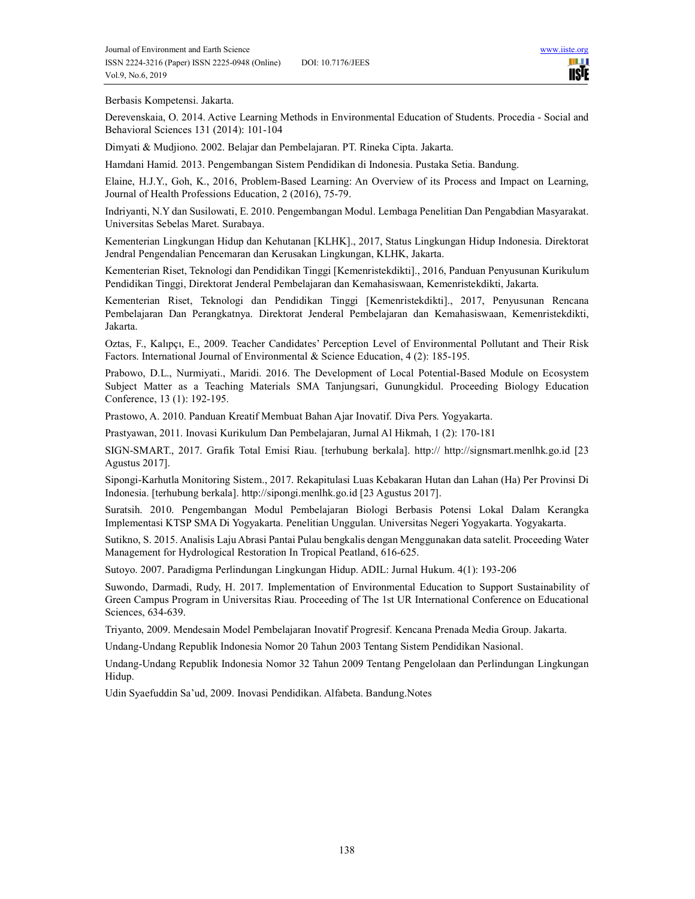Berbasis Kompetensi. Jakarta.

Derevenskaia, O. 2014. Active Learning Methods in Environmental Education of Students. Procedia - Social and Behavioral Sciences 131 (2014): 101-104

Dimyati & Mudjiono. 2002. Belajar dan Pembelajaran. PT. Rineka Cipta. Jakarta.

Hamdani Hamid. 2013. Pengembangan Sistem Pendidikan di Indonesia. Pustaka Setia. Bandung.

Elaine, H.J.Y., Goh, K., 2016, Problem-Based Learning: An Overview of its Process and Impact on Learning, Journal of Health Professions Education, 2 (2016), 75-79.

Indriyanti, N.Y dan Susilowati, E. 2010. Pengembangan Modul. Lembaga Penelitian Dan Pengabdian Masyarakat. Universitas Sebelas Maret. Surabaya.

Kementerian Lingkungan Hidup dan Kehutanan [KLHK]., 2017, Status Lingkungan Hidup Indonesia. Direktorat Jendral Pengendalian Pencemaran dan Kerusakan Lingkungan, KLHK, Jakarta.

Kementerian Riset, Teknologi dan Pendidikan Tinggi [Kemenristekdikti]., 2016, Panduan Penyusunan Kurikulum Pendidikan Tinggi, Direktorat Jenderal Pembelajaran dan Kemahasiswaan, Kemenristekdikti, Jakarta.

Kementerian Riset, Teknologi dan Pendidikan Tinggi [Kemenristekdikti]., 2017, Penyusunan Rencana Pembelajaran Dan Perangkatnya. Direktorat Jenderal Pembelajaran dan Kemahasiswaan, Kemenristekdikti, Jakarta.

Oztas, F., Kalıpçı, E., 2009. Teacher Candidates' Perception Level of Environmental Pollutant and Their Risk Factors. International Journal of Environmental & Science Education, 4 (2): 185-195.

Prabowo, D.L., Nurmiyati., Maridi. 2016. The Development of Local Potential-Based Module on Ecosystem Subject Matter as a Teaching Materials SMA Tanjungsari, Gunungkidul. Proceeding Biology Education Conference, 13 (1): 192-195.

Prastowo, A. 2010. Panduan Kreatif Membuat Bahan Ajar Inovatif. Diva Pers. Yogyakarta.

Prastyawan, 2011. Inovasi Kurikulum Dan Pembelajaran, Jurnal Al Hikmah, 1 (2): 170-181

SIGN-SMART., 2017. Grafik Total Emisi Riau. [terhubung berkala]. http:// http://signsmart.menlhk.go.id [23 Agustus 2017].

Sipongi-Karhutla Monitoring Sistem., 2017. Rekapitulasi Luas Kebakaran Hutan dan Lahan (Ha) Per Provinsi Di Indonesia. [terhubung berkala]. http://sipongi.menlhk.go.id [23 Agustus 2017].

Suratsih. 2010. Pengembangan Modul Pembelajaran Biologi Berbasis Potensi Lokal Dalam Kerangka Implementasi KTSP SMA Di Yogyakarta. Penelitian Unggulan. Universitas Negeri Yogyakarta. Yogyakarta.

Sutikno, S. 2015. Analisis Laju Abrasi Pantai Pulau bengkalis dengan Menggunakan data satelit. Proceeding Water Management for Hydrological Restoration In Tropical Peatland, 616-625.

Sutoyo. 2007. Paradigma Perlindungan Lingkungan Hidup. ADIL: Jurnal Hukum. 4(1): 193-206

Suwondo, Darmadi, Rudy, H. 2017. Implementation of Environmental Education to Support Sustainability of Green Campus Program in Universitas Riau. Proceeding of The 1st UR International Conference on Educational Sciences, 634-639.

Triyanto, 2009. Mendesain Model Pembelajaran Inovatif Progresif. Kencana Prenada Media Group. Jakarta.

Undang-Undang Republik Indonesia Nomor 20 Tahun 2003 Tentang Sistem Pendidikan Nasional.

Undang-Undang Republik Indonesia Nomor 32 Tahun 2009 Tentang Pengelolaan dan Perlindungan Lingkungan Hidup.

Udin Syaefuddin Sa'ud, 2009. Inovasi Pendidikan. Alfabeta. Bandung.Notes